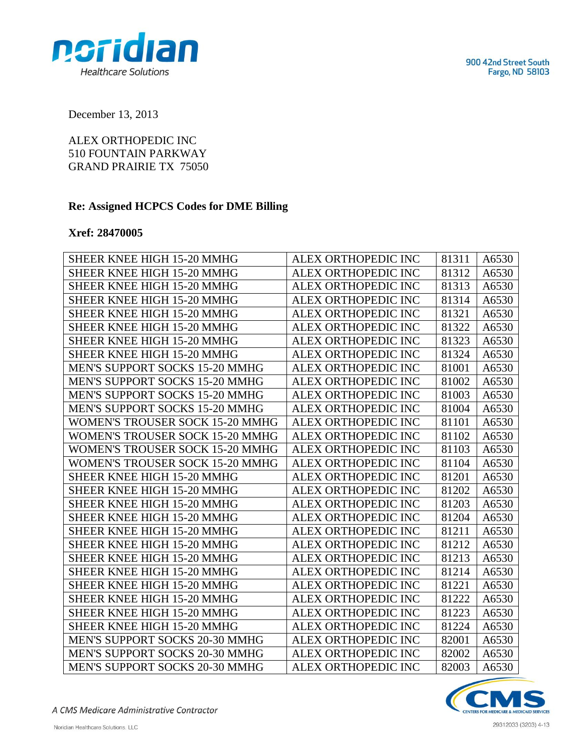December 13, 2013

ALEX ORTHOPEDIC INC
510 FOUNTAIN PARKWAY
GRAND PRAIRIE TX 75050

**Re: Assigned HCPCS Codes for DME Billing**

**Xref: 28470005**

| | | | |
|---|---|---|---|
| SHEER KNEE HIGH 15-20 MMHG | ALEX ORTHOPEDIC INC | 81311 | A6530 |
| SHEER KNEE HIGH 15-20 MMHG | ALEX ORTHOPEDIC INC | 81312 | A6530 |
| SHEER KNEE HIGH 15-20 MMHG | ALEX ORTHOPEDIC INC | 81313 | A6530 |
| SHEER KNEE HIGH 15-20 MMHG | ALEX ORTHOPEDIC INC | 81314 | A6530 |
| SHEER KNEE HIGH 15-20 MMHG | ALEX ORTHOPEDIC INC | 81321 | A6530 |
| SHEER KNEE HIGH 15-20 MMHG | ALEX ORTHOPEDIC INC | 81322 | A6530 |
| SHEER KNEE HIGH 15-20 MMHG | ALEX ORTHOPEDIC INC | 81323 | A6530 |
| SHEER KNEE HIGH 15-20 MMHG | ALEX ORTHOPEDIC INC | 81324 | A6530 |
| MEN'S SUPPORT SOCKS 15-20 MMHG | ALEX ORTHOPEDIC INC | 81001 | A6530 |
| MEN'S SUPPORT SOCKS 15-20 MMHG | ALEX ORTHOPEDIC INC | 81002 | A6530 |
| MEN'S SUPPORT SOCKS 15-20 MMHG | ALEX ORTHOPEDIC INC | 81003 | A6530 |
| MEN'S SUPPORT SOCKS 15-20 MMHG | ALEX ORTHOPEDIC INC | 81004 | A6530 |
| WOMEN'S TROUSER SOCK 15-20 MMHG | ALEX ORTHOPEDIC INC | 81101 | A6530 |
| WOMEN'S TROUSER SOCK 15-20 MMHG | ALEX ORTHOPEDIC INC | 81102 | A6530 |
| WOMEN'S TROUSER SOCK 15-20 MMHG | ALEX ORTHOPEDIC INC | 81103 | A6530 |
| WOMEN'S TROUSER SOCK 15-20 MMHG | ALEX ORTHOPEDIC INC | 81104 | A6530 |
| SHEER KNEE HIGH 15-20 MMHG | ALEX ORTHOPEDIC INC | 81201 | A6530 |
| SHEER KNEE HIGH 15-20 MMHG | ALEX ORTHOPEDIC INC | 81202 | A6530 |
| SHEER KNEE HIGH 15-20 MMHG | ALEX ORTHOPEDIC INC | 81203 | A6530 |
| SHEER KNEE HIGH 15-20 MMHG | ALEX ORTHOPEDIC INC | 81204 | A6530 |
| SHEER KNEE HIGH 15-20 MMHG | ALEX ORTHOPEDIC INC | 81211 | A6530 |
| SHEER KNEE HIGH 15-20 MMHG | ALEX ORTHOPEDIC INC | 81212 | A6530 |
| SHEER KNEE HIGH 15-20 MMHG | ALEX ORTHOPEDIC INC | 81213 | A6530 |
| SHEER KNEE HIGH 15-20 MMHG | ALEX ORTHOPEDIC INC | 81214 | A6530 |
| SHEER KNEE HIGH 15-20 MMHG | ALEX ORTHOPEDIC INC | 81221 | A6530 |
| SHEER KNEE HIGH 15-20 MMHG | ALEX ORTHOPEDIC INC | 81222 | A6530 |
| SHEER KNEE HIGH 15-20 MMHG | ALEX ORTHOPEDIC INC | 81223 | A6530 |
| SHEER KNEE HIGH 15-20 MMHG | ALEX ORTHOPEDIC INC | 81224 | A6530 |
| MEN'S SUPPORT SOCKS 20-30 MMHG | ALEX ORTHOPEDIC INC | 82001 | A6530 |
| MEN'S SUPPORT SOCKS 20-30 MMHG | ALEX ORTHOPEDIC INC | 82002 | A6530 |
| MEN'S SUPPORT SOCKS 20-30 MMHG | ALEX ORTHOPEDIC INC | 82003 | A6530 |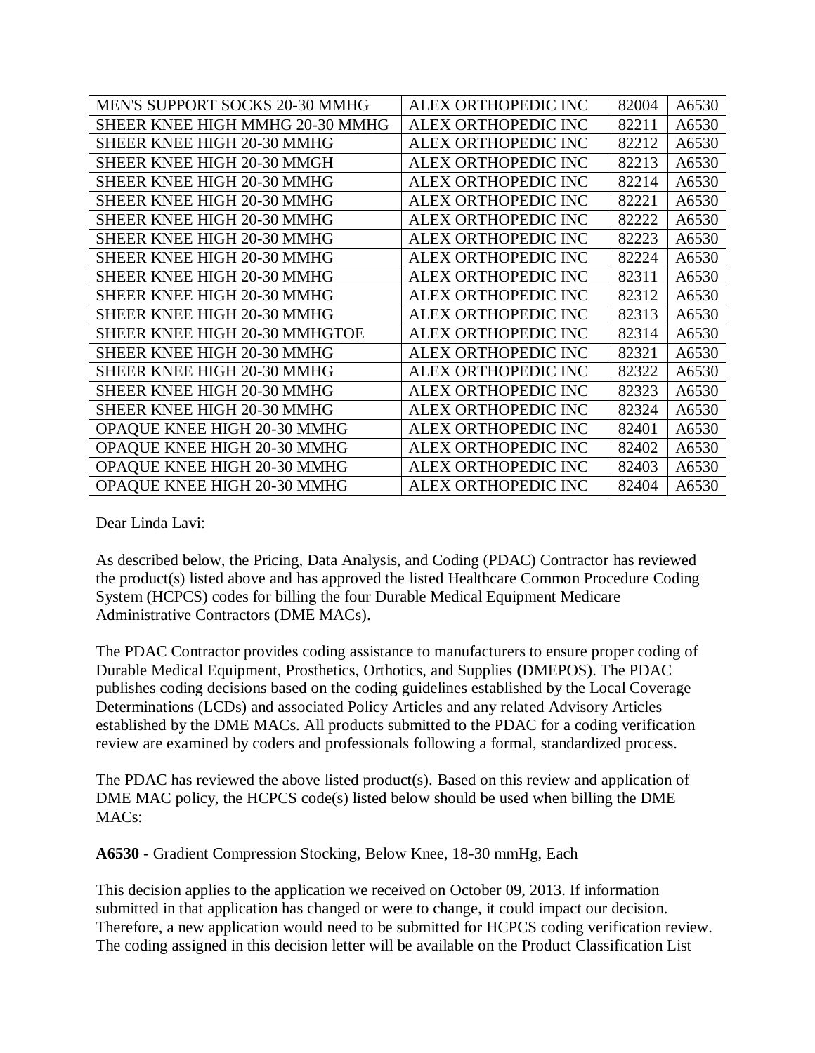| MEN'S SUPPORT SOCKS 20-30 MMHG | ALEX ORTHOPEDIC INC | 82004 | A6530 |
|---|---|---|---|
| SHEER KNEE HIGH MMHG 20-30 MMHG | ALEX ORTHOPEDIC INC | 82211 | A6530 |
| SHEER KNEE HIGH 20-30 MMHG | ALEX ORTHOPEDIC INC | 82212 | A6530 |
| SHEER KNEE HIGH 20-30 MMGH | ALEX ORTHOPEDIC INC | 82213 | A6530 |
| SHEER KNEE HIGH 20-30 MMHG | ALEX ORTHOPEDIC INC | 82214 | A6530 |
| SHEER KNEE HIGH 20-30 MMHG | ALEX ORTHOPEDIC INC | 82221 | A6530 |
| SHEER KNEE HIGH 20-30 MMHG | ALEX ORTHOPEDIC INC | 82222 | A6530 |
| SHEER KNEE HIGH 20-30 MMHG | ALEX ORTHOPEDIC INC | 82223 | A6530 |
| SHEER KNEE HIGH 20-30 MMHG | ALEX ORTHOPEDIC INC | 82224 | A6530 |
| SHEER KNEE HIGH 20-30 MMHG | ALEX ORTHOPEDIC INC | 82311 | A6530 |
| SHEER KNEE HIGH 20-30 MMHG | ALEX ORTHOPEDIC INC | 82312 | A6530 |
| SHEER KNEE HIGH 20-30 MMHG | ALEX ORTHOPEDIC INC | 82313 | A6530 |
| SHEER KNEE HIGH 20-30 MMHGTOE | ALEX ORTHOPEDIC INC | 82314 | A6530 |
| SHEER KNEE HIGH 20-30 MMHG | ALEX ORTHOPEDIC INC | 82321 | A6530 |
| SHEER KNEE HIGH 20-30 MMHG | ALEX ORTHOPEDIC INC | 82322 | A6530 |
| SHEER KNEE HIGH 20-30 MMHG | ALEX ORTHOPEDIC INC | 82323 | A6530 |
| SHEER KNEE HIGH 20-30 MMHG | ALEX ORTHOPEDIC INC | 82324 | A6530 |
| OPAQUE KNEE HIGH 20-30 MMHG | ALEX ORTHOPEDIC INC | 82401 | A6530 |
| OPAQUE KNEE HIGH 20-30 MMHG | ALEX ORTHOPEDIC INC | 82402 | A6530 |
| OPAQUE KNEE HIGH 20-30 MMHG | ALEX ORTHOPEDIC INC | 82403 | A6530 |
| OPAQUE KNEE HIGH 20-30 MMHG | ALEX ORTHOPEDIC INC | 82404 | A6530 |

Dear Linda Lavi:

As described below, the Pricing, Data Analysis, and Coding (PDAC) Contractor has reviewed the product(s) listed above and has approved the listed Healthcare Common Procedure Coding System (HCPCS) codes for billing the four Durable Medical Equipment Medicare Administrative Contractors (DME MACs).

The PDAC Contractor provides coding assistance to manufacturers to ensure proper coding of Durable Medical Equipment, Prosthetics, Orthotics, and Supplies **(**DMEPOS). The PDAC publishes coding decisions based on the coding guidelines established by the Local Coverage Determinations (LCDs) and associated Policy Articles and any related Advisory Articles established by the DME MACs. All products submitted to the PDAC for a coding verification review are examined by coders and professionals following a formal, standardized process.

The PDAC has reviewed the above listed product(s). Based on this review and application of DME MAC policy, the HCPCS code(s) listed below should be used when billing the DME MACs:

**A6530** - Gradient Compression Stocking, Below Knee, 18-30 mmHg, Each

This decision applies to the application we received on October 09, 2013. If information submitted in that application has changed or were to change, it could impact our decision. Therefore, a new application would need to be submitted for HCPCS coding verification review. The coding assigned in this decision letter will be available on the Product Classification List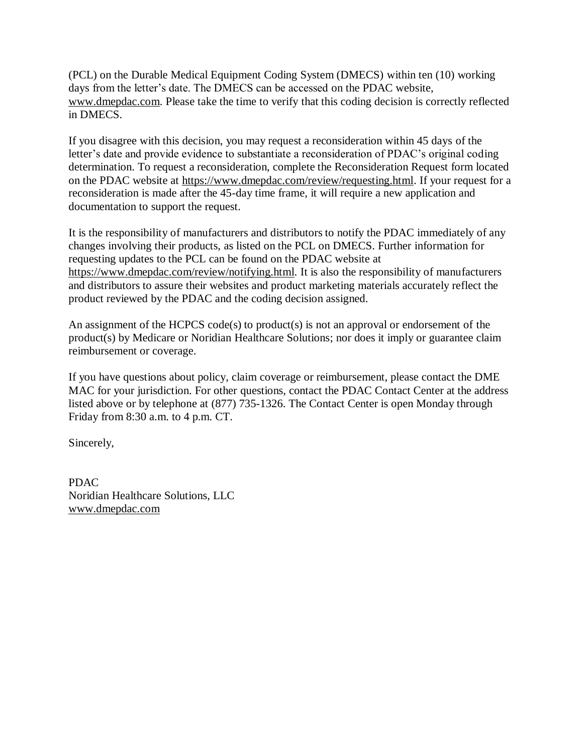(PCL) on the Durable Medical Equipment Coding System (DMECS) within ten (10) working days from the letter's date. The DMECS can be accessed on the PDAC website, www.dmepdac.com. Please take the time to verify that this coding decision is correctly reflected in DMECS.

If you disagree with this decision, you may request a reconsideration within 45 days of the letter's date and provide evidence to substantiate a reconsideration of PDAC's original coding determination. To request a reconsideration, complete the Reconsideration Request form located on the PDAC website at https://www.dmepdac.com/review/requesting.html. If your request for a reconsideration is made after the 45-day time frame, it will require a new application and documentation to support the request.

It is the responsibility of manufacturers and distributors to notify the PDAC immediately of any changes involving their products, as listed on the PCL on DMECS. Further information for requesting updates to the PCL can be found on the PDAC website at https://www.dmepdac.com/review/notifying.html. It is also the responsibility of manufacturers and distributors to assure their websites and product marketing materials accurately reflect the product reviewed by the PDAC and the coding decision assigned.

An assignment of the HCPCS code(s) to product(s) is not an approval or endorsement of the product(s) by Medicare or Noridian Healthcare Solutions; nor does it imply or guarantee claim reimbursement or coverage.

If you have questions about policy, claim coverage or reimbursement, please contact the DME MAC for your jurisdiction. For other questions, contact the PDAC Contact Center at the address listed above or by telephone at (877) 735-1326. The Contact Center is open Monday through Friday from 8:30 a.m. to 4 p.m. CT.

Sincerely,

PDAC
Noridian Healthcare Solutions, LLC
www.dmepdac.com